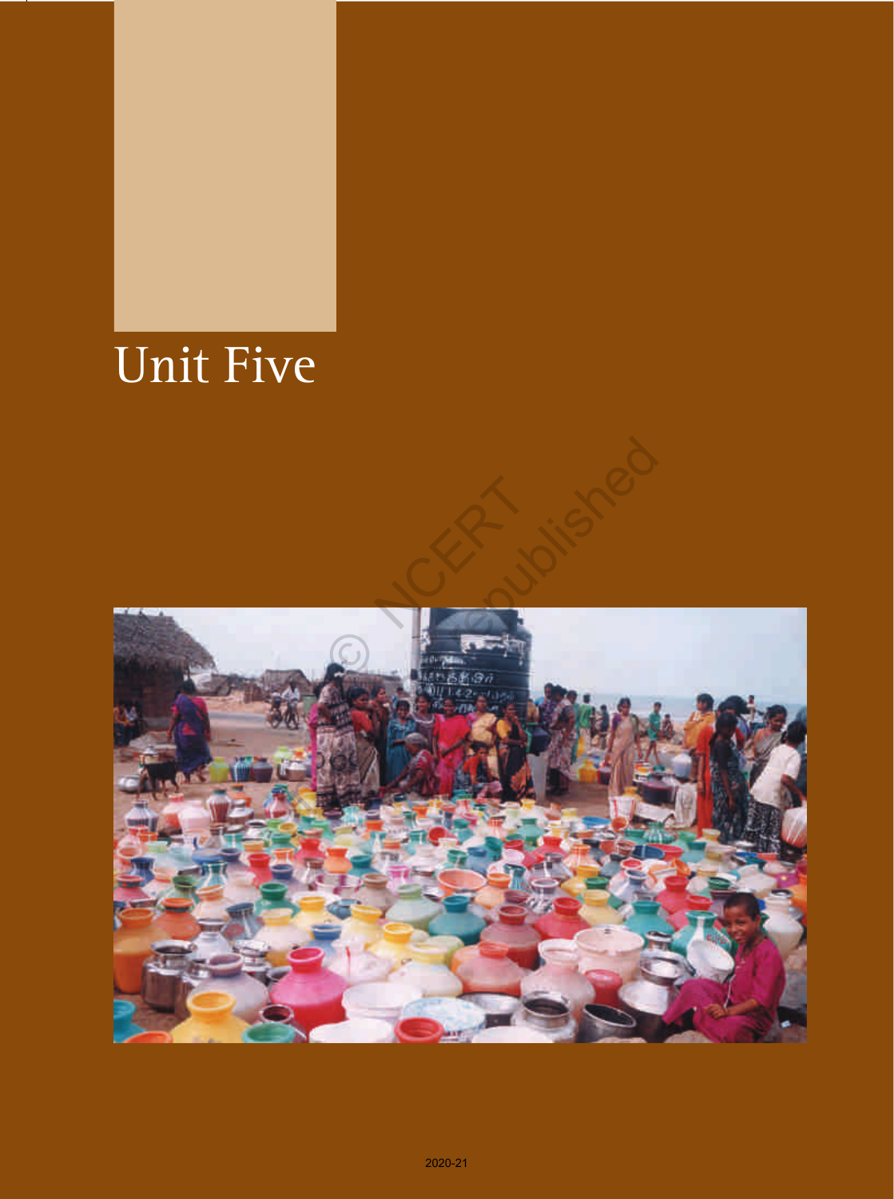# Unit Five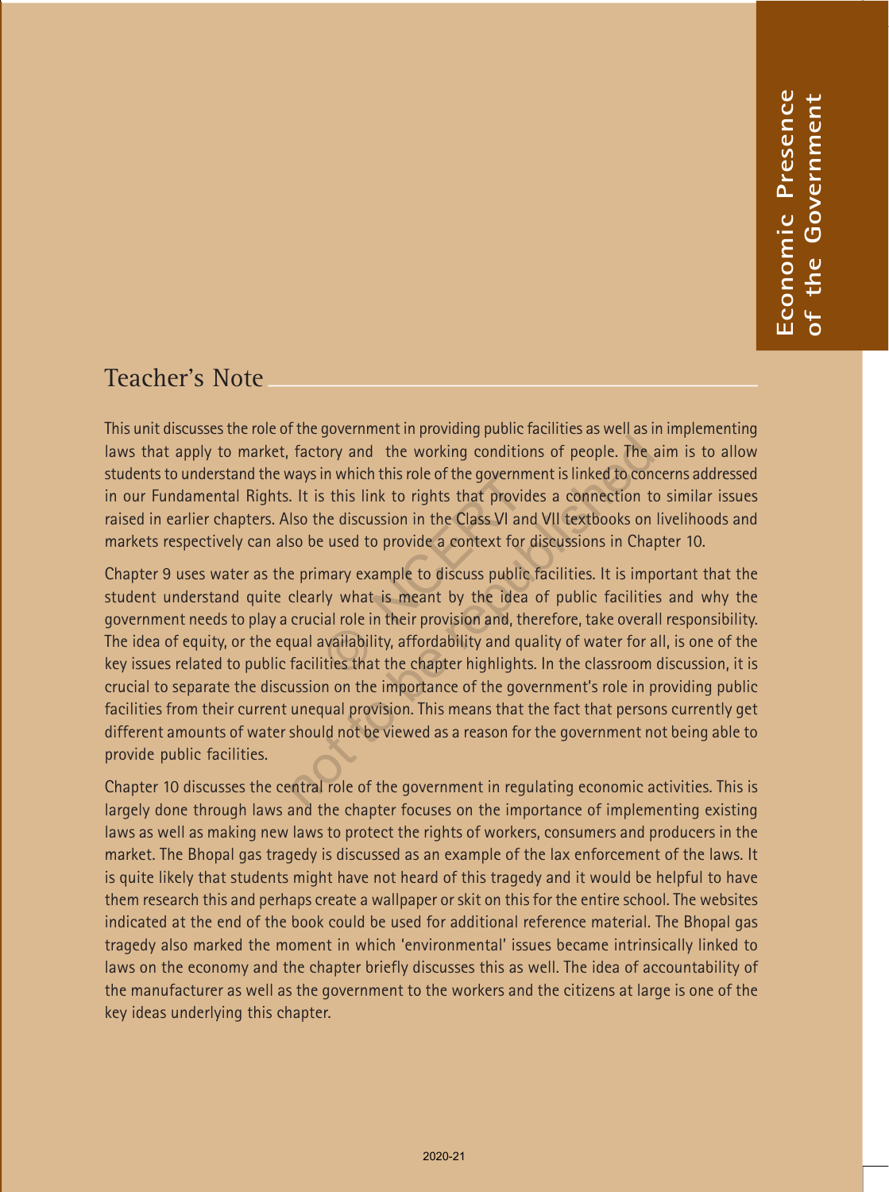# Economic Presence of the Government

## Teacher's Note

This unit discusses the role of the government in providing public facilities as well as in implementing laws that apply to market, factory and the working conditions of people. The aim is to allow students to understand the ways in which this role of the government is linked to concerns addressed in our Fundamental Rights. It is this link to rights that provides a connection to similar issues raised in earlier chapters. Also the discussion in the Class VI and VII textbooks on livelihoods and markets respectively can also be used to provide a context for discussions in Chapter 10.

Chapter 9 uses water as the primary example to discuss public facilities. It is important that the student understand quite clearly what is meant by the idea of public facilities and why the government needs to play a crucial role in their provision and, therefore, take overall responsibility. The idea of equity, or the equal availability, affordability and quality of water for all, is one of the key issues related to public facilities that the chapter highlights. In the classroom discussion, it is crucial to separate the discussion on the importance of the government's role in providing public facilities from their current unequal provision. This means that the fact that persons currently get different amounts of water should not be viewed as a reason for the government not being able to provide public facilities.

Chapter 10 discusses the central role of the government in regulating economic activities. This is largely done through laws and the chapter focuses on the importance of implementing existing laws as well as making new laws to protect the rights of workers, consumers and producers in the market. The Bhopal gas tragedy is discussed as an example of the lax enforcement of the laws. It is quite likely that students might have not heard of this tragedy and it would be helpful to have them research this and perhaps create a wallpaper or skit on this for the entire school. The websites indicated at the end of the book could be used for additional reference material. The Bhopal gas tragedy also marked the moment in which 'environmental' issues became intrinsically linked to laws on the economy and the chapter briefly discusses this as well. The idea of accountability of the manufacturer as well as the government to the workers and the citizens at large is one of the key ideas underlying this chapter.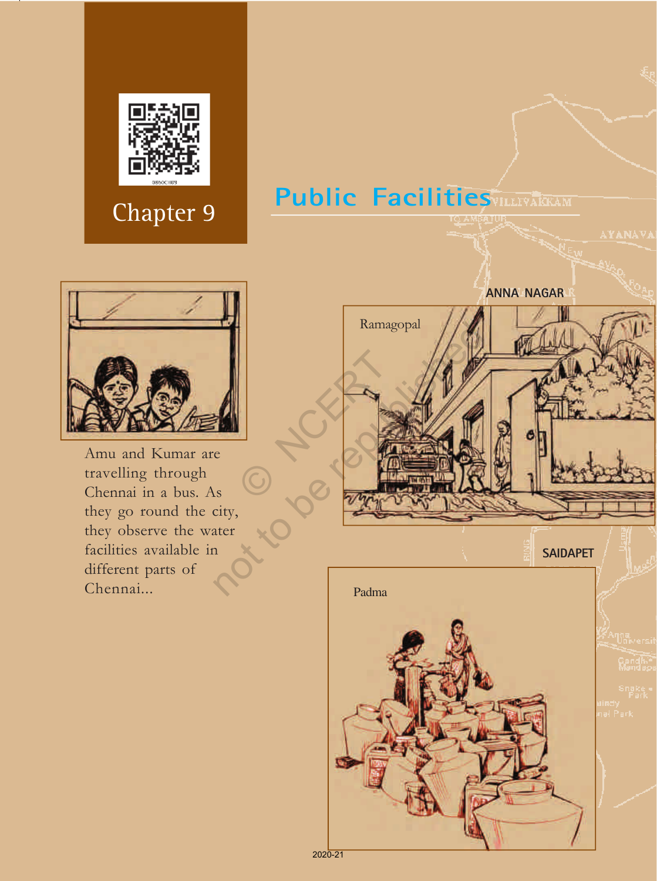Chapter 9

# Public Facilities

Amu and Kumar are travelling through Chennai in a bus. As they go round the city, they observe the water facilities available in different parts of Chennai...

ANNA NAGAR

Ramagopal

SAIDAPET

Padma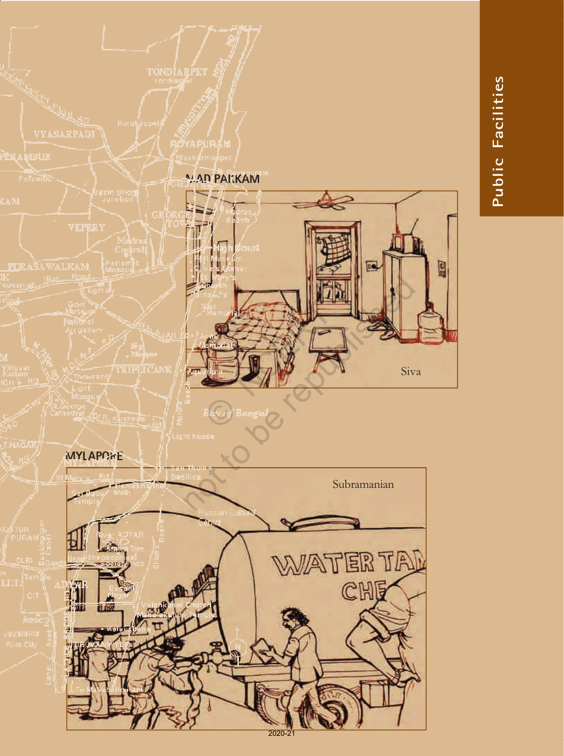MADIPAKKAM

Siva

MYLAPORE

Subramanian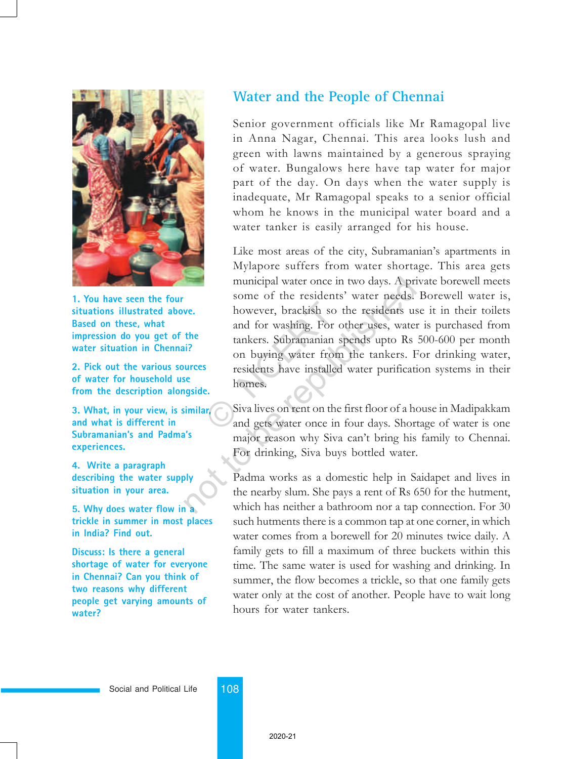## Water and the People of Chennai

Senior government officials like Mr Ramagopal live in Anna Nagar, Chennai. This area looks lush and green with lawns maintained by a generous spraying of water. Bungalows here have tap water for major part of the day. On days when the water supply is inadequate, Mr Ramagopal speaks to a senior official whom he knows in the municipal water board and a water tanker is easily arranged for his house.

Like most areas of the city, Subramanian's apartments in Mylapore suffers from water shortage. This area gets municipal water once in two days. A private borewell meets some of the residents' water needs. Borewell water is, however, brackish so the residents use it in their toilets and for washing. For other uses, water is purchased from tankers. Subramanian spends upto Rs 500-600 per month on buying water from the tankers. For drinking water, residents have installed water purification systems in their homes.

Siva lives on rent on the first floor of a house in Madipakkam and gets water once in four days. Shortage of water is one major reason why Siva can't bring his family to Chennai. For drinking, Siva buys bottled water.

Padma works as a domestic help in Saidapet and lives in the nearby slum. She pays a rent of Rs 650 for the hutment, which has neither a bathroom nor a tap connection. For 30 such hutments there is a common tap at one corner, in which water comes from a borewell for 20 minutes twice daily. A family gets to fill a maximum of three buckets within this time. The same water is used for washing and drinking. In summer, the flow becomes a trickle, so that one family gets water only at the cost of another. People have to wait long hours for water tankers.

1. You have seen the four situations illustrated above. Based on these, what impression do you get of the water situation in Chennai?

2. Pick out the various sources of water for household use from the description alongside.

3. What, in your view, is similar, and what is different in Subramanian's and Padma's experiences.

4. Write a paragraph describing the water supply situation in your area.

5. Why does water flow in a trickle in summer in most places in India? Find out.

Discuss: Is there a general shortage of water for everyone in Chennai? Can you think of two reasons why different people get varying amounts of water?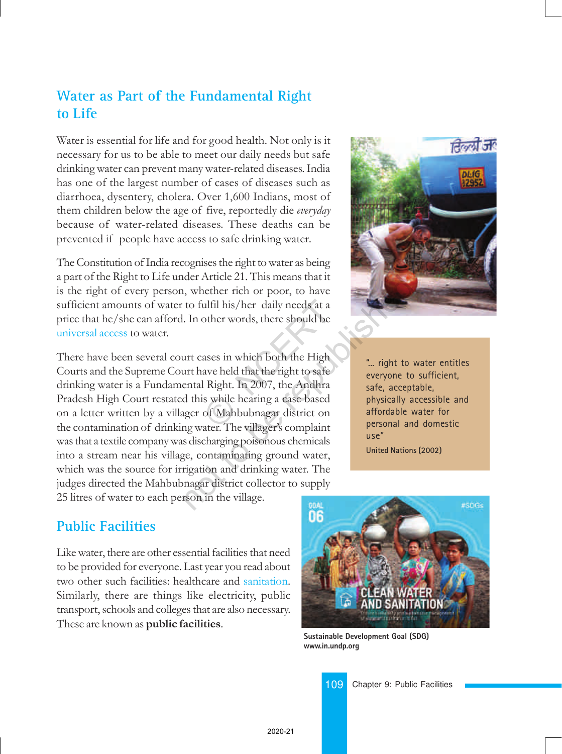## Water as Part of the Fundamental Right to Life

Water is essential for life and for good health. Not only is it necessary for us to be able to meet our daily needs but safe drinking water can prevent many water-related diseases. India has one of the largest number of cases of diseases such as diarrhoea, dysentery, cholera. Over 1,600 Indians, most of them children below the age of five, reportedly die *everyday* because of water-related diseases. These deaths can be prevented if people have access to safe drinking water.

The Constitution of India recognises the right to water as being a part of the Right to Life under Article 21. This means that it is the right of every person, whether rich or poor, to have sufficient amounts of water to fulfil his/her daily needs at a price that he/she can afford. In other words, there should be universal access to water.

There have been several court cases in which both the High Courts and the Supreme Court have held that the right to safe drinking water is a Fundamental Right. In 2007, the Andhra Pradesh High Court restated this while hearing a case based on a letter written by a villager of Mahbubnagar district on the contamination of drinking water. The villager's complaint was that a textile company was discharging poisonous chemicals into a stream near his village, contaminating ground water, which was the source for irrigation and drinking water. The judges directed the Mahbubnagar district collector to supply 25 litres of water to each person in the village.

"... right to water entitles everyone to sufficient, safe, acceptable, physically accessible and affordable water for personal and domestic use"

United Nations (2002)

## Public Facilities

Like water, there are other essential facilities that need to be provided for everyone. Last year you read about two other such facilities: healthcare and sanitation. Similarly, there are things like electricity, public transport, schools and colleges that are also necessary. These are known as **public facilities**.

Sustainable Development Goal (SDG)
www.in.undp.org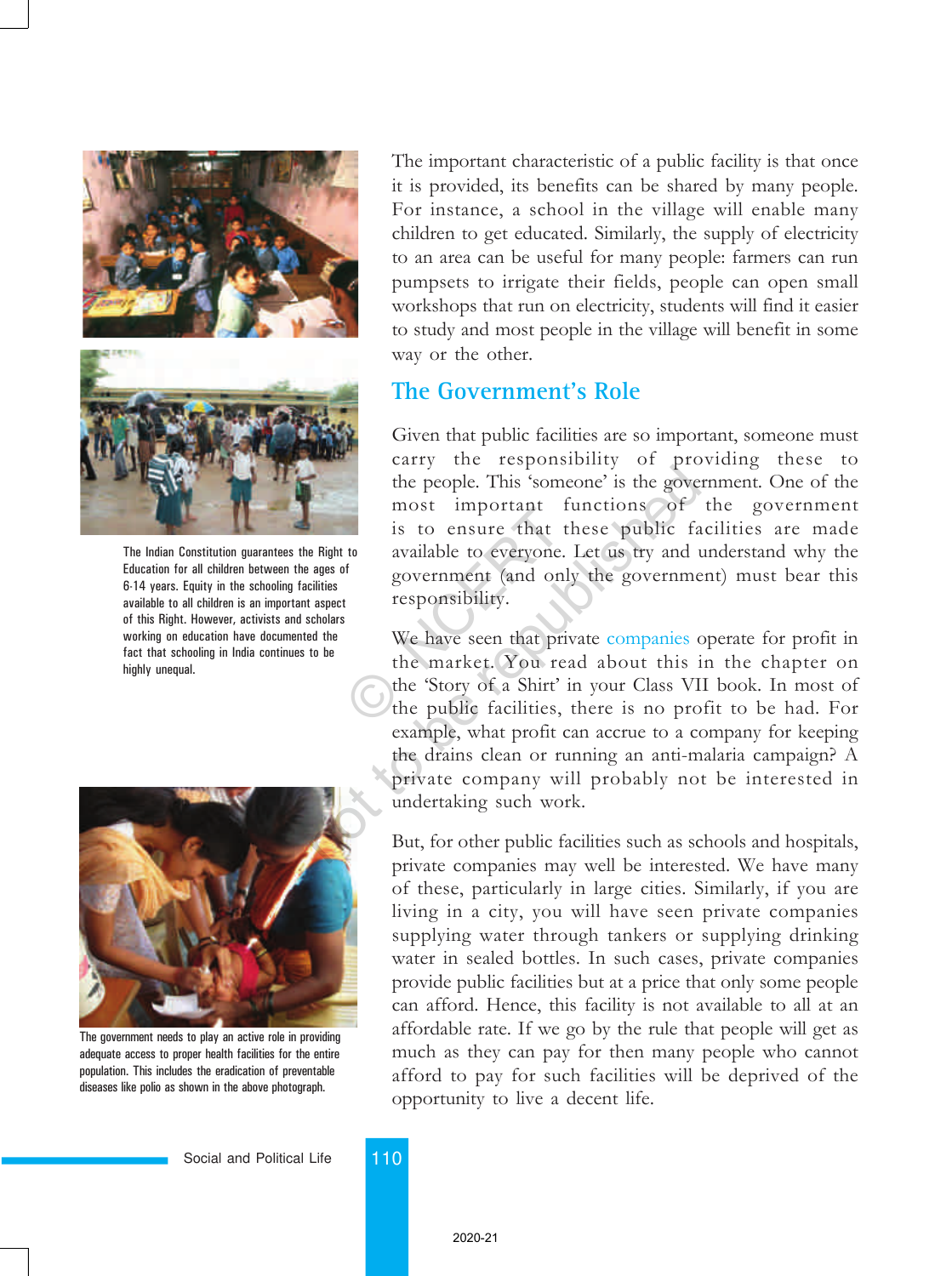The important characteristic of a public facility is that once it is provided, its benefits can be shared by many people. For instance, a school in the village will enable many children to get educated. Similarly, the supply of electricity to an area can be useful for many people: farmers can run pumpsets to irrigate their fields, people can open small workshops that run on electricity, students will find it easier to study and most people in the village will benefit in some way or the other.

## The Government's Role

Given that public facilities are so important, someone must carry the responsibility of providing these to the people. This 'someone' is the government. One of the most important functions of the government is to ensure that these public facilities are made available to everyone. Let us try and understand why the government (and only the government) must bear this responsibility.

We have seen that private companies operate for profit in the market. You read about this in the chapter on the 'Story of a Shirt' in your Class VII book. In most of the public facilities, there is no profit to be had. For example, what profit can accrue to a company for keeping the drains clean or running an anti-malaria campaign? A private company will probably not be interested in undertaking such work.

But, for other public facilities such as schools and hospitals, private companies may well be interested. We have many of these, particularly in large cities. Similarly, if you are living in a city, you will have seen private companies supplying water through tankers or supplying drinking water in sealed bottles. In such cases, private companies provide public facilities but at a price that only some people can afford. Hence, this facility is not available to all at an affordable rate. If we go by the rule that people will get as much as they can pay for then many people who cannot afford to pay for such facilities will be deprived of the opportunity to live a decent life.

The Indian Constitution guarantees the Right to Education for all children between the ages of 6-14 years. Equity in the schooling facilities available to all children is an important aspect of this Right. However, activists and scholars working on education have documented the fact that schooling in India continues to be highly unequal.

The government needs to play an active role in providing adequate access to proper health facilities for the entire population. This includes the eradication of preventable diseases like polio as shown in the above photograph.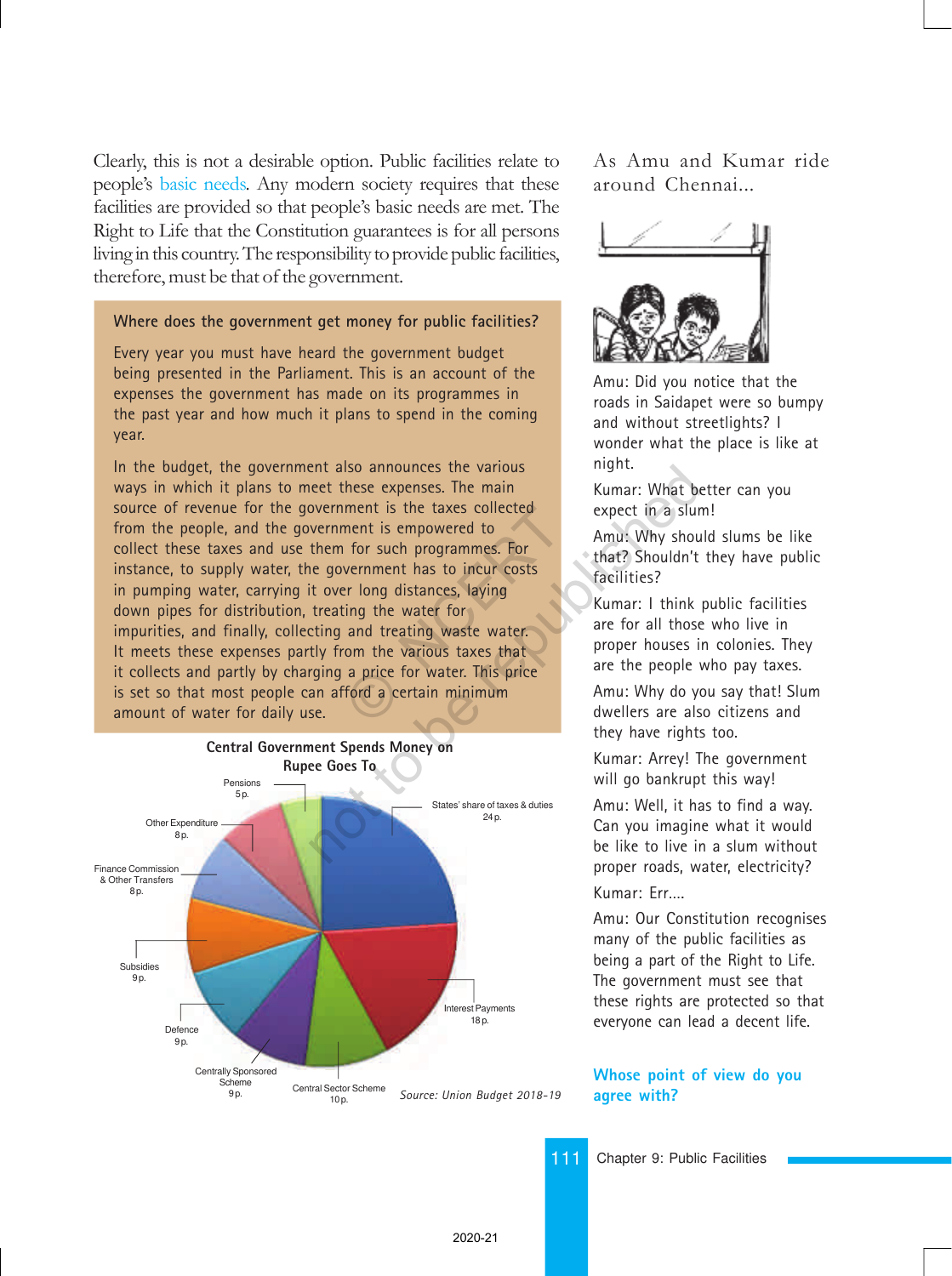Clearly, this is not a desirable option. Public facilities relate to people's basic needs. Any modern society requires that these facilities are provided so that people's basic needs are met. The Right to Life that the Constitution guarantees is for all persons living in this country. The responsibility to provide public facilities, therefore, must be that of the government.

**Where does the government get money for public facilities?**

Every year you must have heard the government budget being presented in the Parliament. This is an account of the expenses the government has made on its programmes in the past year and how much it plans to spend in the coming year.

In the budget, the government also announces the various ways in which it plans to meet these expenses. The main source of revenue for the government is the taxes collected from the people, and the government is empowered to collect these taxes and use them for such programmes. For instance, to supply water, the government has to incur costs in pumping water, carrying it over long distances, laying down pipes for distribution, treating the water for impurities, and finally, collecting and treating waste water. It meets these expenses partly from the various taxes that it collects and partly by charging a price for water. This price is set so that most people can afford a certain minimum amount of water for daily use.

**Central Government Spends Money on**
**Rupee Goes To**

- States' share of taxes & duties 24 p.
- Interest Payments 18 p.
- Central Sector Scheme 10 p.
- Centrally Sponsored Scheme 9 p.
- Defence 9 p.
- Subsidies 9 p.
- Finance Commission & Other Transfers 8 p.
- Other Expenditure 8 p.
- Pensions 5 p.

*Source: Union Budget 2018-19*

As Amu and Kumar ride around Chennai...

Amu: Did you notice that the roads in Saidapet were so bumpy and without streetlights? I wonder what the place is like at night.

Kumar: What better can you expect in a slum!

Amu: Why should slums be like that? Shouldn't they have public facilities?

Kumar: I think public facilities are for all those who live in proper houses in colonies. They are the people who pay taxes.

Amu: Why do you say that! Slum dwellers are also citizens and they have rights too.

Kumar: Arrey! The government will go bankrupt this way!

Amu: Well, it has to find a way. Can you imagine what it would be like to live in a slum without proper roads, water, electricity?

Kumar: Err....

Amu: Our Constitution recognises many of the public facilities as being a part of the Right to Life. The government must see that these rights are protected so that everyone can lead a decent life.

**Whose point of view do you agree with?**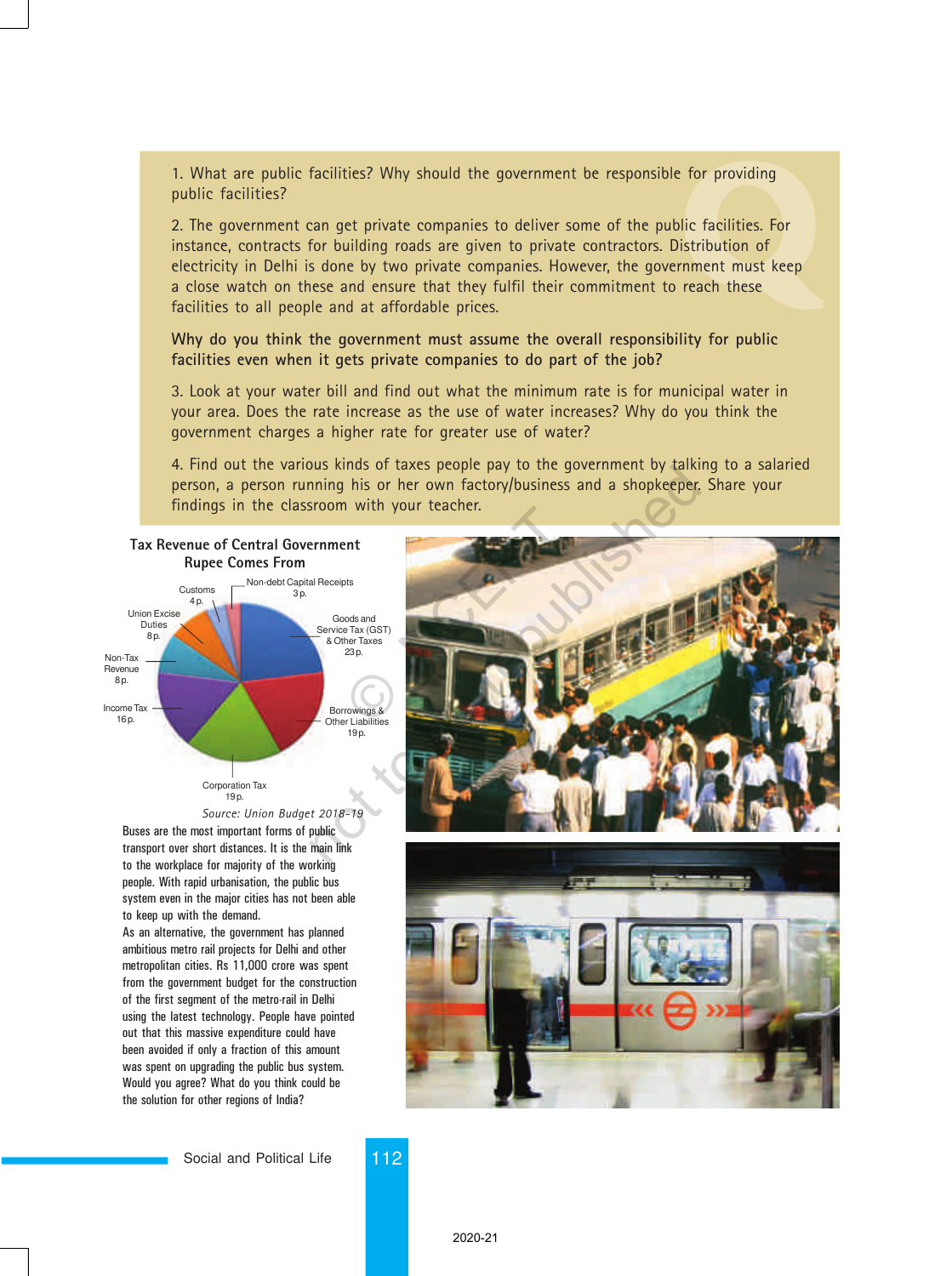1. What are public facilities? Why should the government be responsible for providing public facilities?

2. The government can get private companies to deliver some of the public facilities. For instance, contracts for building roads are given to private contractors. Distribution of electricity in Delhi is done by two private companies. However, the government must keep a close watch on these and ensure that they fulfil their commitment to reach these facilities to all people and at affordable prices.

**Why do you think the government must assume the overall responsibility for public facilities even when it gets private companies to do part of the job?**

3. Look at your water bill and find out what the minimum rate is for municipal water in your area. Does the rate increase as the use of water increases? Why do you think the government charges a higher rate for greater use of water?

4. Find out the various kinds of taxes people pay to the government by talking to a salaried person, a person running his or her own factory/business and a shopkeeper. Share your findings in the classroom with your teacher.

**Tax Revenue of Central Government**
**Rupee Comes From**

| Source | Amount |
| --- | --- |
| Goods and Service Tax (GST) & Other Taxes | 23 p. |
| Borrowings & Other Liabilities | 19 p. |
| Corporation Tax | 19 p. |
| Income Tax | 16 p. |
| Non-Tax Revenue | 8 p. |
| Union Excise Duties | 8 p. |
| Customs | 4 p. |
| Non-debt Capital Receipts | 3 p. |

*Source: Union Budget 2018-19*

Buses are the most important forms of public transport over short distances. It is the main link to the workplace for majority of the working people. With rapid urbanisation, the public bus system even in the major cities has not been able to keep up with the demand.

As an alternative, the government has planned ambitious metro rail projects for Delhi and other metropolitan cities. Rs 11,000 crore was spent from the government budget for the construction of the first segment of the metro-rail in Delhi using the latest technology. People have pointed out that this massive expenditure could have been avoided if only a fraction of this amount was spent on upgrading the public bus system. Would you agree? What do you think could be the solution for other regions of India?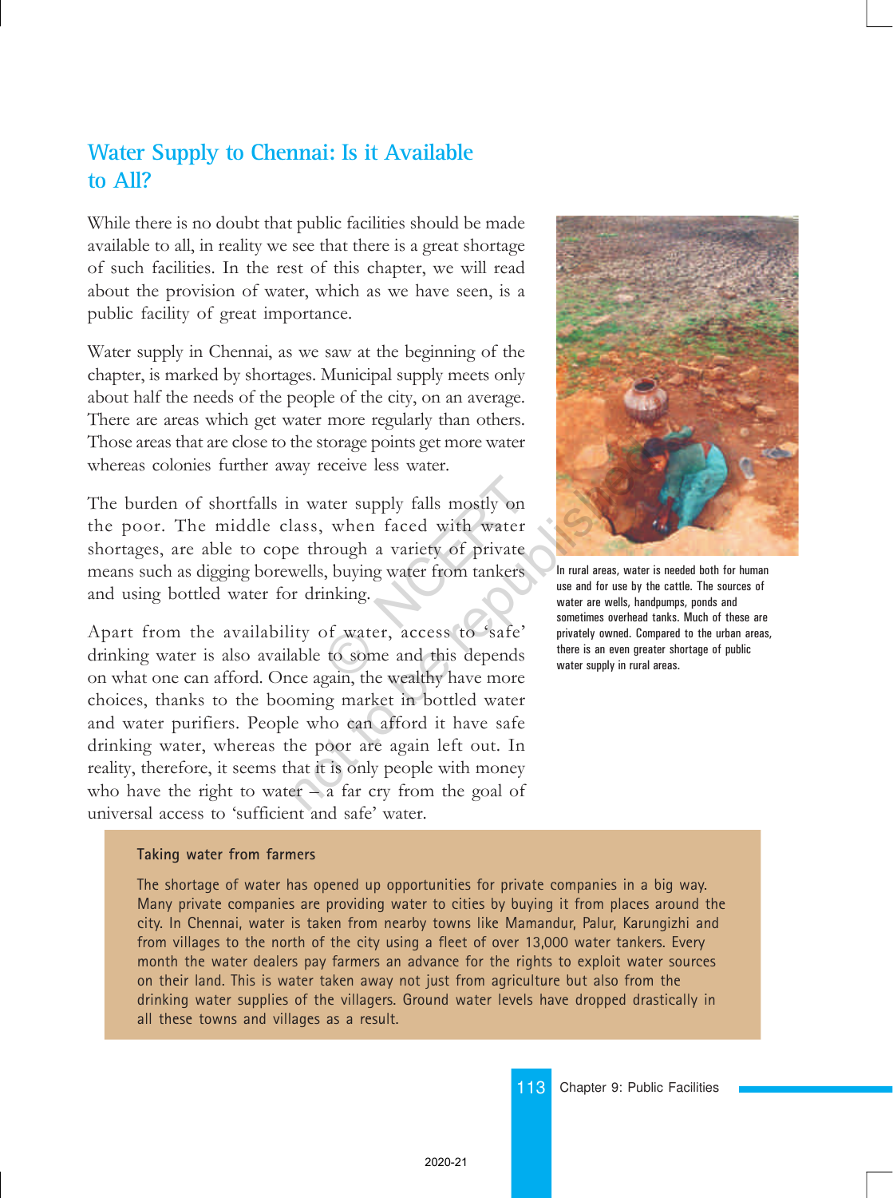## Water Supply to Chennai: Is it Available to All?

While there is no doubt that public facilities should be made available to all, in reality we see that there is a great shortage of such facilities. In the rest of this chapter, we will read about the provision of water, which as we have seen, is a public facility of great importance.

Water supply in Chennai, as we saw at the beginning of the chapter, is marked by shortages. Municipal supply meets only about half the needs of the people of the city, on an average. There are areas which get water more regularly than others. Those areas that are close to the storage points get more water whereas colonies further away receive less water.

The burden of shortfalls in water supply falls mostly on the poor. The middle class, when faced with water shortages, are able to cope through a variety of private means such as digging borewells, buying water from tankers and using bottled water for drinking.

Apart from the availability of water, access to 'safe' drinking water is also available to some and this depends on what one can afford. Once again, the wealthy have more choices, thanks to the booming market in bottled water and water purifiers. People who can afford it have safe drinking water, whereas the poor are again left out. In reality, therefore, it seems that it is only people with money who have the right to water – a far cry from the goal of universal access to 'sufficient and safe' water.

In rural areas, water is needed both for human use and for use by the cattle. The sources of water are wells, handpumps, ponds and sometimes overhead tanks. Much of these are privately owned. Compared to the urban areas, there is an even greater shortage of public water supply in rural areas.

**Taking water from farmers**

The shortage of water has opened up opportunities for private companies in a big way. Many private companies are providing water to cities by buying it from places around the city. In Chennai, water is taken from nearby towns like Mamandur, Palur, Karungizhi and from villages to the north of the city using a fleet of over 13,000 water tankers. Every month the water dealers pay farmers an advance for the rights to exploit water sources on their land. This is water taken away not just from agriculture but also from the drinking water supplies of the villagers. Ground water levels have dropped drastically in all these towns and villages as a result.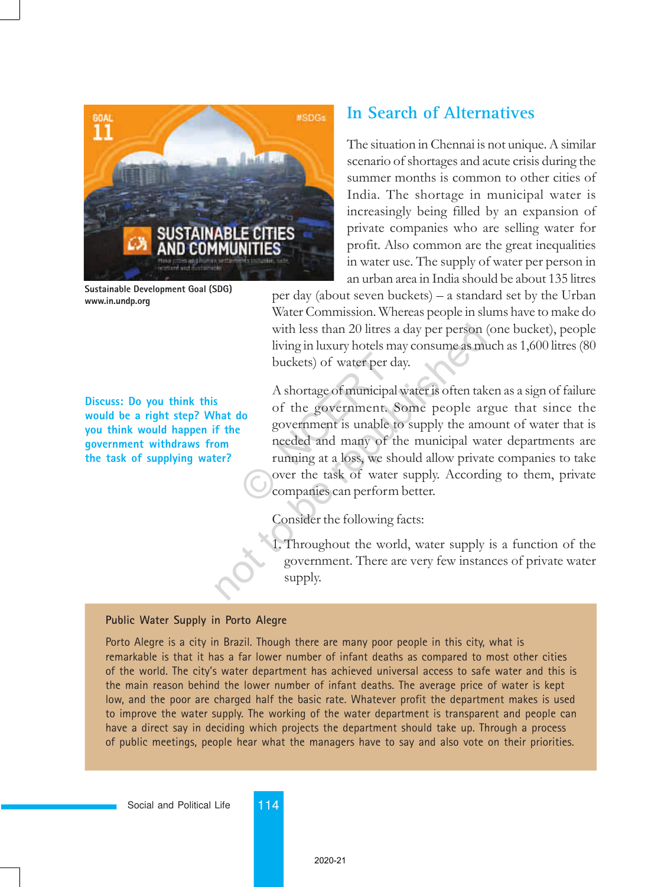Sustainable Development Goal (SDG)
www.in.undp.org

## In Search of Alternatives

The situation in Chennai is not unique. A similar scenario of shortages and acute crisis during the summer months is common to other cities of India. The shortage in municipal water is increasingly being filled by an expansion of private companies who are selling water for profit. Also common are the great inequalities in water use. The supply of water per person in an urban area in India should be about 135 litres per day (about seven buckets) – a standard set by the Urban Water Commission. Whereas people in slums have to make do with less than 20 litres a day per person (one bucket), people living in luxury hotels may consume as much as 1,600 litres (80 buckets) of water per day.

A shortage of municipal water is often taken as a sign of failure of the government. Some people argue that since the government is unable to supply the amount of water that is needed and many of the municipal water departments are running at a loss, we should allow private companies to take over the task of water supply. According to them, private companies can perform better.

**Discuss: Do you think this would be a right step? What do you think would happen if the government withdraws from the task of supplying water?**

Consider the following facts:

1. Throughout the world, water supply is a function of the government. There are very few instances of private water supply.

**Public Water Supply in Porto Alegre**

Porto Alegre is a city in Brazil. Though there are many poor people in this city, what is remarkable is that it has a far lower number of infant deaths as compared to most other cities of the world. The city's water department has achieved universal access to safe water and this is the main reason behind the lower number of infant deaths. The average price of water is kept low, and the poor are charged half the basic rate. Whatever profit the department makes is used to improve the water supply. The working of the water department is transparent and people can have a direct say in deciding which projects the department should take up. Through a process of public meetings, people hear what the managers have to say and also vote on their priorities.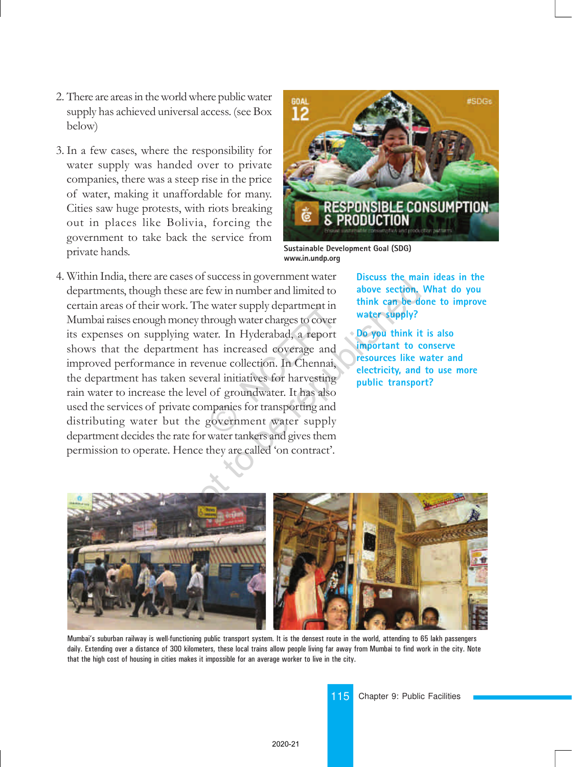2. There are areas in the world where public water supply has achieved universal access. (see Box below)

3. In a few cases, where the responsibility for water supply was handed over to private companies, there was a steep rise in the price of water, making it unaffordable for many. Cities saw huge protests, with riots breaking out in places like Bolivia, forcing the government to take back the service from private hands.

Sustainable Development Goal (SDG)
www.in.undp.org

4. Within India, there are cases of success in government water departments, though these are few in number and limited to certain areas of their work. The water supply department in Mumbai raises enough money through water charges to cover its expenses on supplying water. In Hyderabad, a report shows that the department has increased coverage and improved performance in revenue collection. In Chennai, the department has taken several initiatives for harvesting rain water to increase the level of groundwater. It has also used the services of private companies for transporting and distributing water but the government water supply department decides the rate for water tankers and gives them permission to operate. Hence they are called 'on contract'.

**Discuss the main ideas in the above section. What do you think can be done to improve water supply?**

**Do you think it is also important to conserve resources like water and electricity, and to use more public transport?**

Mumbai's suburban railway is well-functioning public transport system. It is the densest route in the world, attending to 65 lakh passengers daily. Extending over a distance of 300 kilometers, these local trains allow people living far away from Mumbai to find work in the city. Note that the high cost of housing in cities makes it impossible for an average worker to live in the city.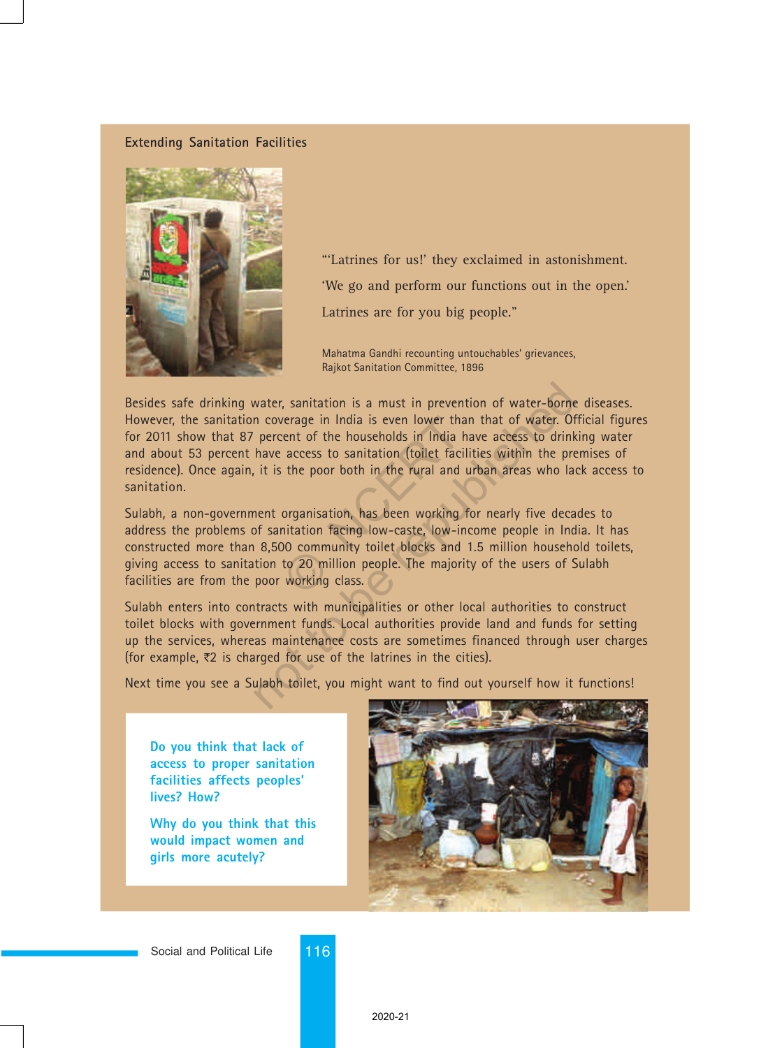## Extending Sanitation Facilities

"'Latrines for us!' they exclaimed in astonishment.

'We go and perform our functions out in the open.'

Latrines are for you big people."

Mahatma Gandhi recounting untouchables' grievances,
Rajkot Sanitation Committee, 1896

Besides safe drinking water, sanitation is a must in prevention of water-borne diseases. However, the sanitation coverage in India is even lower than that of water. Official figures for 2011 show that 87 percent of the households in India have access to drinking water and about 53 percent have access to sanitation (toilet facilities within the premises of residence). Once again, it is the poor both in the rural and urban areas who lack access to sanitation.

Sulabh, a non-government organisation, has been working for nearly five decades to address the problems of sanitation facing low-caste, low-income people in India. It has constructed more than 8,500 community toilet blocks and 1.5 million household toilets, giving access to sanitation to 20 million people. The majority of the users of Sulabh facilities are from the poor working class.

Sulabh enters into contracts with municipalities or other local authorities to construct toilet blocks with government funds. Local authorities provide land and funds for setting up the services, whereas maintenance costs are sometimes financed through user charges (for example, ₹2 is charged for use of the latrines in the cities).

Next time you see a Sulabh toilet, you might want to find out yourself how it functions!

**Do you think that lack of access to proper sanitation facilities affects peoples' lives? How?**

**Why do you think that this would impact women and girls more acutely?**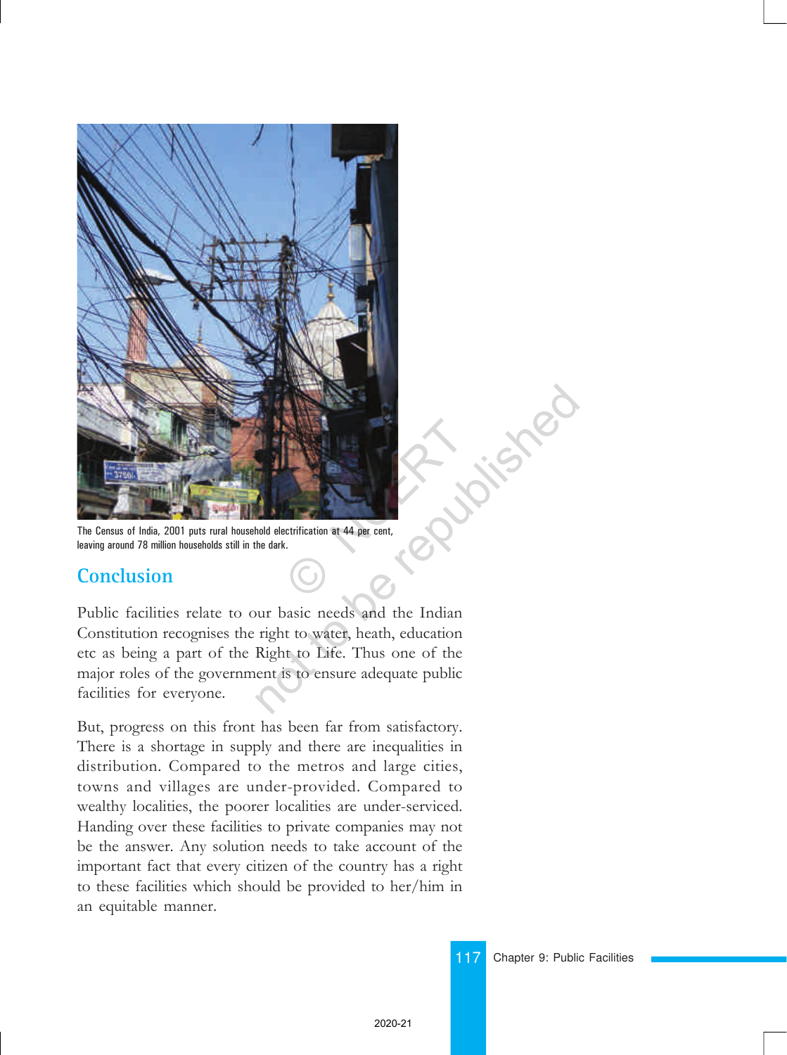The Census of India, 2001 puts rural household electrification at 44 per cent, leaving around 78 million households still in the dark.

## Conclusion

Public facilities relate to our basic needs and the Indian Constitution recognises the right to water, heath, education etc as being a part of the Right to Life. Thus one of the major roles of the government is to ensure adequate public facilities for everyone.

But, progress on this front has been far from satisfactory. There is a shortage in supply and there are inequalities in distribution. Compared to the metros and large cities, towns and villages are under-provided. Compared to wealthy localities, the poorer localities are under-serviced. Handing over these facilities to private companies may not be the answer. Any solution needs to take account of the important fact that every citizen of the country has a right to these facilities which should be provided to her/him in an equitable manner.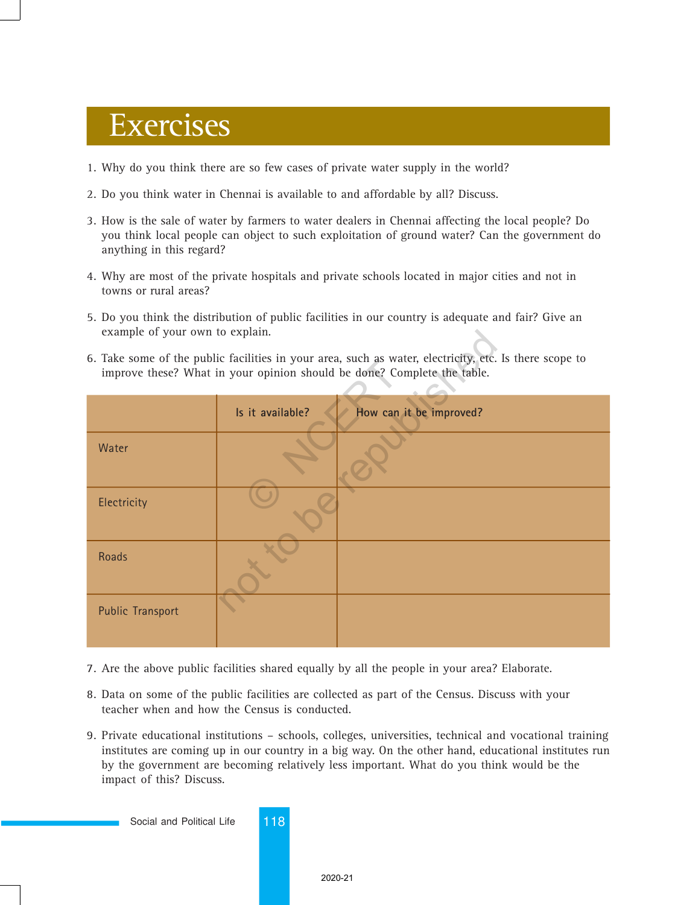# Exercises

1. Why do you think there are so few cases of private water supply in the world?
2. Do you think water in Chennai is available to and affordable by all? Discuss.
3. How is the sale of water by farmers to water dealers in Chennai affecting the local people? Do you think local people can object to such exploitation of ground water? Can the government do anything in this regard?
4. Why are most of the private hospitals and private schools located in major cities and not in towns or rural areas?
5. Do you think the distribution of public facilities in our country is adequate and fair? Give an example of your own to explain.
6. Take some of the public facilities in your area, such as water, electricity, etc. Is there scope to improve these? What in your opinion should be done? Complete the table.

| | Is it available? | How can it be improved? |
|---|---|---|
| Water | | |
| Electricity | | |
| Roads | | |
| Public Transport | | |

7. Are the above public facilities shared equally by all the people in your area? Elaborate.
8. Data on some of the public facilities are collected as part of the Census. Discuss with your teacher when and how the Census is conducted.
9. Private educational institutions – schools, colleges, universities, technical and vocational training institutes are coming up in our country in a big way. On the other hand, educational institutes run by the government are becoming relatively less important. What do you think would be the impact of this? Discuss.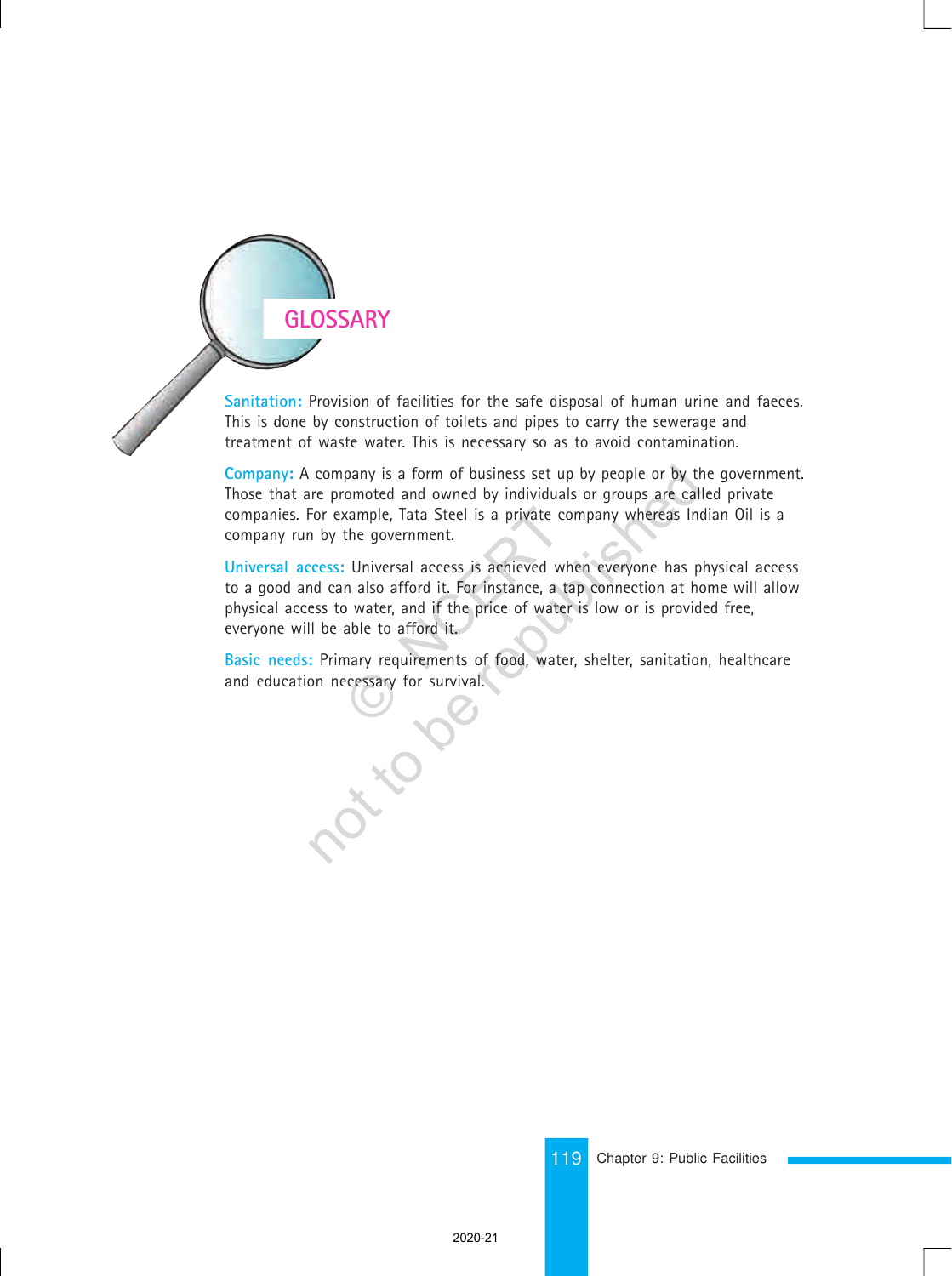# GLOSSARY

**Sanitation:** Provision of facilities for the safe disposal of human urine and faeces. This is done by construction of toilets and pipes to carry the sewerage and treatment of waste water. This is necessary so as to avoid contamination.

**Company:** A company is a form of business set up by people or by the government. Those that are promoted and owned by individuals or groups are called private companies. For example, Tata Steel is a private company whereas Indian Oil is a company run by the government.

**Universal access:** Universal access is achieved when everyone has physical access to a good and can also afford it. For instance, a tap connection at home will allow physical access to water, and if the price of water is low or is provided free, everyone will be able to afford it.

**Basic needs:** Primary requirements of food, water, shelter, sanitation, healthcare and education necessary for survival.